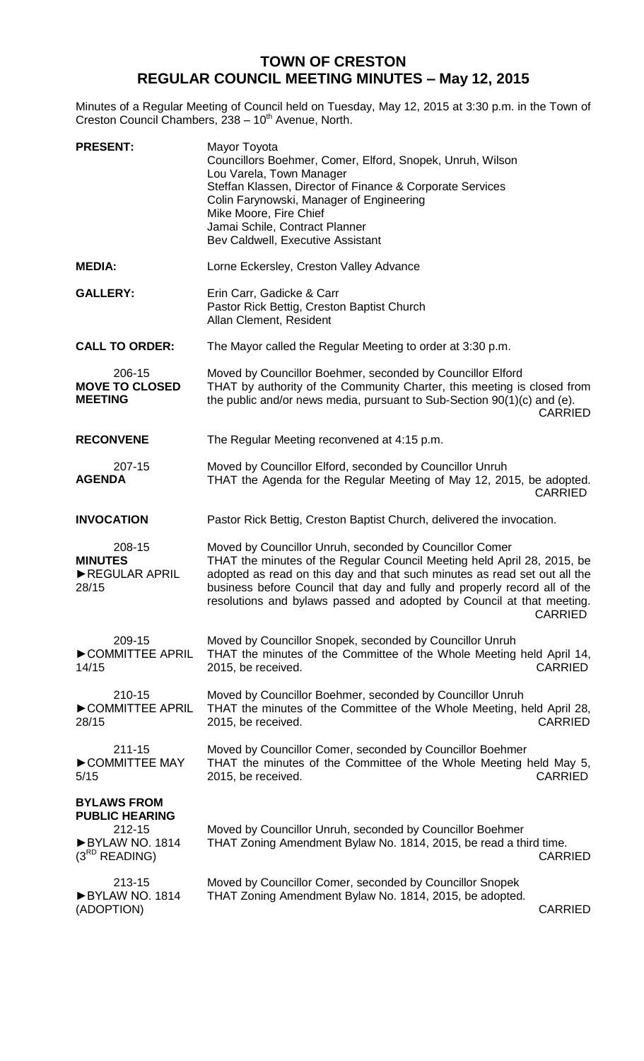# TOWN OF CRESTON
## REGULAR COUNCIL MEETING MINUTES – May 12, 2015

Minutes of a Regular Meeting of Council held on Tuesday, May 12, 2015 at 3:30 p.m. in the Town of Creston Council Chambers, 238 – 10th Avenue, North.

**PRESENT:** Mayor Toyota
Councillors Boehmer, Comer, Elford, Snopek, Unruh, Wilson
Lou Varela, Town Manager
Steffan Klassen, Director of Finance & Corporate Services
Colin Farynowski, Manager of Engineering
Mike Moore, Fire Chief
Jamai Schile, Contract Planner
Bev Caldwell, Executive Assistant

**MEDIA:** Lorne Eckersley, Creston Valley Advance

**GALLERY:** Erin Carr, Gadicke & Carr
Pastor Rick Bettig, Creston Baptist Church
Allan Clement, Resident

**CALL TO ORDER:** The Mayor called the Regular Meeting to order at 3:30 p.m.

206-15
**MOVE TO CLOSED MEETING**
Moved by Councillor Boehmer, seconded by Councillor Elford
THAT by authority of the Community Charter, this meeting is closed from the public and/or news media, pursuant to Sub-Section 90(1)(c) and (e).
CARRIED

**RECONVENE** The Regular Meeting reconvened at 4:15 p.m.

207-15
**AGENDA**
Moved by Councillor Elford, seconded by Councillor Unruh
THAT the Agenda for the Regular Meeting of May 12, 2015, be adopted.
CARRIED

**INVOCATION** Pastor Rick Bettig, Creston Baptist Church, delivered the invocation.

208-15
**MINUTES**
►REGULAR APRIL 28/15
Moved by Councillor Unruh, seconded by Councillor Comer
THAT the minutes of the Regular Council Meeting held April 28, 2015, be adopted as read on this day and that such minutes as read set out all the business before Council that day and fully and properly record all of the resolutions and bylaws passed and adopted by Council at that meeting.
CARRIED

209-15
►COMMITTEE APRIL 14/15
Moved by Councillor Snopek, seconded by Councillor Unruh
THAT the minutes of the Committee of the Whole Meeting held April 14, 2015, be received.
CARRIED

210-15
►COMMITTEE APRIL 28/15
Moved by Councillor Boehmer, seconded by Councillor Unruh
THAT the minutes of the Committee of the Whole Meeting, held April 28, 2015, be received.
CARRIED

211-15
►COMMITTEE MAY 5/15
Moved by Councillor Comer, seconded by Councillor Boehmer
THAT the minutes of the Committee of the Whole Meeting held May 5, 2015, be received.
CARRIED

**BYLAWS FROM PUBLIC HEARING**

212-15
►BYLAW NO. 1814 (3RD READING)
Moved by Councillor Unruh, seconded by Councillor Boehmer
THAT Zoning Amendment Bylaw No. 1814, 2015, be read a third time.
CARRIED

213-15
►BYLAW NO. 1814 (ADOPTION)
Moved by Councillor Comer, seconded by Councillor Snopek
THAT Zoning Amendment Bylaw No. 1814, 2015, be adopted.
CARRIED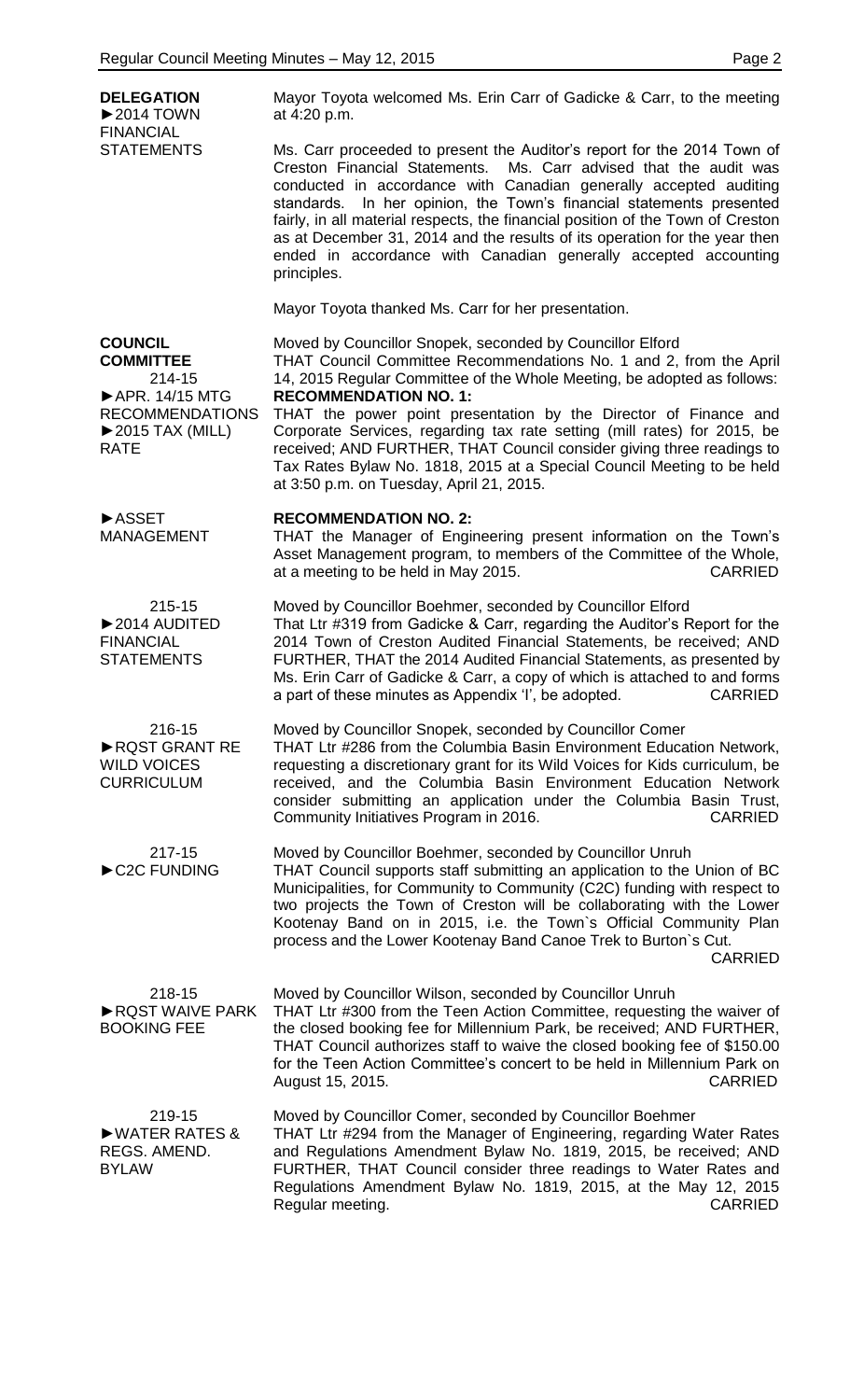**DELEGATION**
►2014 TOWN FINANCIAL STATEMENTS

Mayor Toyota welcomed Ms. Erin Carr of Gadicke & Carr, to the meeting at 4:20 p.m.

Ms. Carr proceeded to present the Auditor's report for the 2014 Town of Creston Financial Statements. Ms. Carr advised that the audit was conducted in accordance with Canadian generally accepted auditing standards. In her opinion, the Town's financial statements presented fairly, in all material respects, the financial position of the Town of Creston as at December 31, 2014 and the results of its operation for the year then ended in accordance with Canadian generally accepted accounting principles.

Mayor Toyota thanked Ms. Carr for her presentation.

**COUNCIL COMMITTEE**
214-15
►APR. 14/15 MTG RECOMMENDATIONS
►2015 TAX (MILL) RATE

Moved by Councillor Snopek, seconded by Councillor Elford
THAT Council Committee Recommendations No. 1 and 2, from the April 14, 2015 Regular Committee of the Whole Meeting, be adopted as follows:

**RECOMMENDATION NO. 1:**
THAT the power point presentation by the Director of Finance and Corporate Services, regarding tax rate setting (mill rates) for 2015, be received; AND FURTHER, THAT Council consider giving three readings to Tax Rates Bylaw No. 1818, 2015 at a Special Council Meeting to be held at 3:50 p.m. on Tuesday, April 21, 2015.

►ASSET MANAGEMENT

**RECOMMENDATION NO. 2:**
THAT the Manager of Engineering present information on the Town's Asset Management program, to members of the Committee of the Whole, at a meeting to be held in May 2015. CARRIED

215-15
►2014 AUDITED FINANCIAL STATEMENTS

Moved by Councillor Boehmer, seconded by Councillor Elford
That Ltr #319 from Gadicke & Carr, regarding the Auditor's Report for the 2014 Town of Creston Audited Financial Statements, be received; AND FURTHER, THAT the 2014 Audited Financial Statements, as presented by Ms. Erin Carr of Gadicke & Carr, a copy of which is attached to and forms a part of these minutes as Appendix 'I', be adopted. CARRIED

216-15
►RQST GRANT RE WILD VOICES CURRICULUM

Moved by Councillor Snopek, seconded by Councillor Comer
THAT Ltr #286 from the Columbia Basin Environment Education Network, requesting a discretionary grant for its Wild Voices for Kids curriculum, be received, and the Columbia Basin Environment Education Network consider submitting an application under the Columbia Basin Trust, Community Initiatives Program in 2016. CARRIED

217-15
►C2C FUNDING

Moved by Councillor Boehmer, seconded by Councillor Unruh
THAT Council supports staff submitting an application to the Union of BC Municipalities, for Community to Community (C2C) funding with respect to two projects the Town of Creston will be collaborating with the Lower Kootenay Band on in 2015, i.e. the Town`s Official Community Plan process and the Lower Kootenay Band Canoe Trek to Burton`s Cut. CARRIED

218-15
►RQST WAIVE PARK BOOKING FEE

Moved by Councillor Wilson, seconded by Councillor Unruh
THAT Ltr #300 from the Teen Action Committee, requesting the waiver of the closed booking fee for Millennium Park, be received; AND FURTHER, THAT Council authorizes staff to waive the closed booking fee of $150.00 for the Teen Action Committee's concert to be held in Millennium Park on August 15, 2015. CARRIED

219-15
►WATER RATES & REGS. AMEND. BYLAW

Moved by Councillor Comer, seconded by Councillor Boehmer
THAT Ltr #294 from the Manager of Engineering, regarding Water Rates and Regulations Amendment Bylaw No. 1819, 2015, be received; AND FURTHER, THAT Council consider three readings to Water Rates and Regulations Amendment Bylaw No. 1819, 2015, at the May 12, 2015 Regular meeting. CARRIED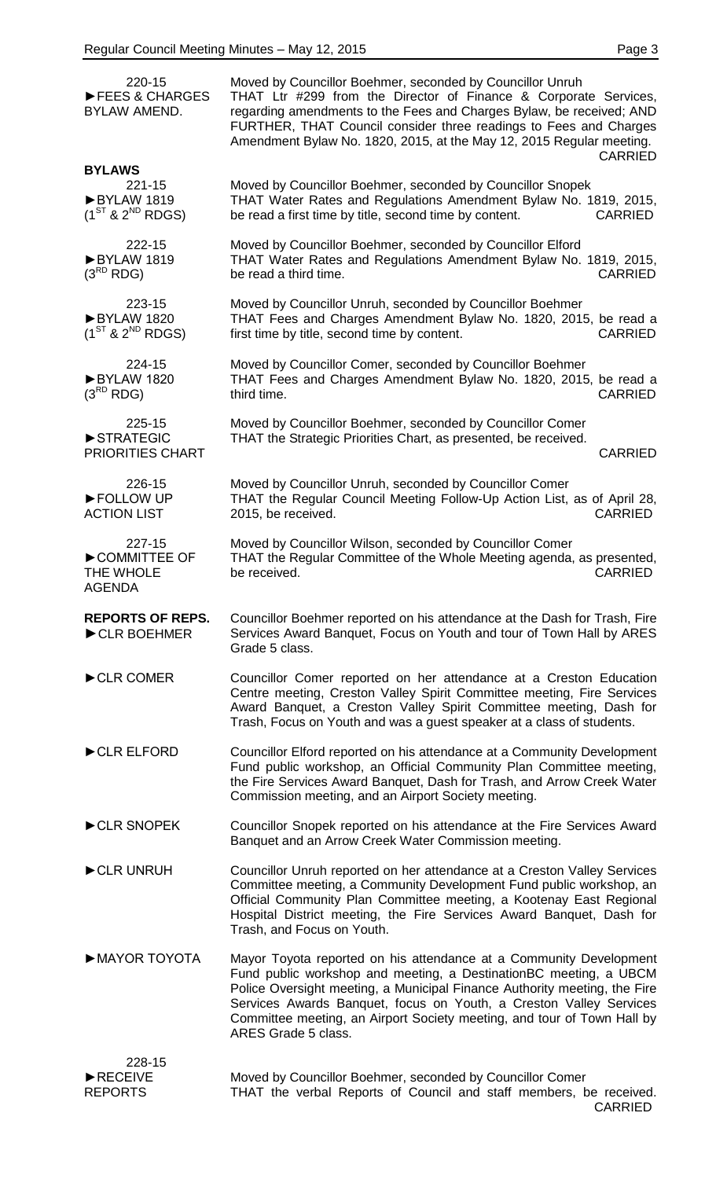220-15
►FEES & CHARGES BYLAW AMEND.

Moved by Councillor Boehmer, seconded by Councillor Unruh
THAT Ltr #299 from the Director of Finance & Corporate Services, regarding amendments to the Fees and Charges Bylaw, be received; AND FURTHER, THAT Council consider three readings to Fees and Charges Amendment Bylaw No. 1820, 2015, at the May 12, 2015 Regular meeting.
CARRIED

**BYLAWS**

221-15
►BYLAW 1819 (1ST & 2ND RDGS)

Moved by Councillor Boehmer, seconded by Councillor Snopek
THAT Water Rates and Regulations Amendment Bylaw No. 1819, 2015, be read a first time by title, second time by content. CARRIED

222-15
►BYLAW 1819 (3RD RDG)

Moved by Councillor Boehmer, seconded by Councillor Elford
THAT Water Rates and Regulations Amendment Bylaw No. 1819, 2015, be read a third time. CARRIED

223-15
►BYLAW 1820 (1ST & 2ND RDGS)

Moved by Councillor Unruh, seconded by Councillor Boehmer
THAT Fees and Charges Amendment Bylaw No. 1820, 2015, be read a first time by title, second time by content. CARRIED

224-15
►BYLAW 1820 (3RD RDG)

Moved by Councillor Comer, seconded by Councillor Boehmer
THAT Fees and Charges Amendment Bylaw No. 1820, 2015, be read a third time. CARRIED

225-15
►STRATEGIC PRIORITIES CHART

Moved by Councillor Boehmer, seconded by Councillor Comer
THAT the Strategic Priorities Chart, as presented, be received.
CARRIED

226-15
►FOLLOW UP ACTION LIST

Moved by Councillor Unruh, seconded by Councillor Comer
THAT the Regular Council Meeting Follow-Up Action List, as of April 28, 2015, be received. CARRIED

227-15
►COMMITTEE OF THE WHOLE AGENDA

Moved by Councillor Wilson, seconded by Councillor Comer
THAT the Regular Committee of the Whole Meeting agenda, as presented, be received. CARRIED

**REPORTS OF REPS.**

►CLR BOEHMER

Councillor Boehmer reported on his attendance at the Dash for Trash, Fire Services Award Banquet, Focus on Youth and tour of Town Hall by ARES Grade 5 class.

►CLR COMER

Councillor Comer reported on her attendance at a Creston Education Centre meeting, Creston Valley Spirit Committee meeting, Fire Services Award Banquet, a Creston Valley Spirit Committee meeting, Dash for Trash, Focus on Youth and was a guest speaker at a class of students.

►CLR ELFORD

Councillor Elford reported on his attendance at a Community Development Fund public workshop, an Official Community Plan Committee meeting, the Fire Services Award Banquet, Dash for Trash, and Arrow Creek Water Commission meeting, and an Airport Society meeting.

►CLR SNOPEK

Councillor Snopek reported on his attendance at the Fire Services Award Banquet and an Arrow Creek Water Commission meeting.

►CLR UNRUH

Councillor Unruh reported on her attendance at a Creston Valley Services Committee meeting, a Community Development Fund public workshop, an Official Community Plan Committee meeting, a Kootenay East Regional Hospital District meeting, the Fire Services Award Banquet, Dash for Trash, and Focus on Youth.

►MAYOR TOYOTA

Mayor Toyota reported on his attendance at a Community Development Fund public workshop and meeting, a DestinationBC meeting, a UBCM Police Oversight meeting, a Municipal Finance Authority meeting, the Fire Services Awards Banquet, focus on Youth, a Creston Valley Services Committee meeting, an Airport Society meeting, and tour of Town Hall by ARES Grade 5 class.

228-15
►RECEIVE REPORTS

Moved by Councillor Boehmer, seconded by Councillor Comer
THAT the verbal Reports of Council and staff members, be received.
CARRIED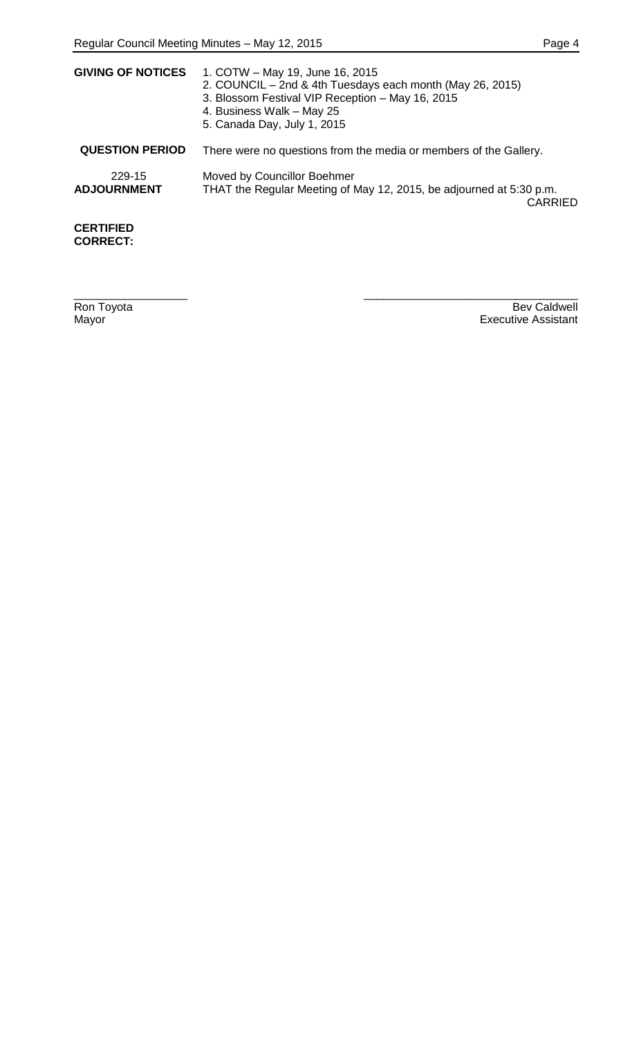**GIVING OF NOTICES**

1. COTW – May 19, June 16, 2015
2. COUNCIL – 2nd & 4th Tuesdays each month (May 26, 2015)
3. Blossom Festival VIP Reception – May 16, 2015
4. Business Walk – May 25
5. Canada Day, July 1, 2015

**QUESTION PERIOD**

There were no questions from the media or members of the Gallery.

229-15
**ADJOURNMENT**

Moved by Councillor Boehmer
THAT the Regular Meeting of May 12, 2015, be adjourned at 5:30 p.m.
CARRIED

**CERTIFIED CORRECT:**

| | |
|---|---|
| ___________________ | ___________________ |
| Ron Toyota | Bev Caldwell |
| Mayor | Executive Assistant |